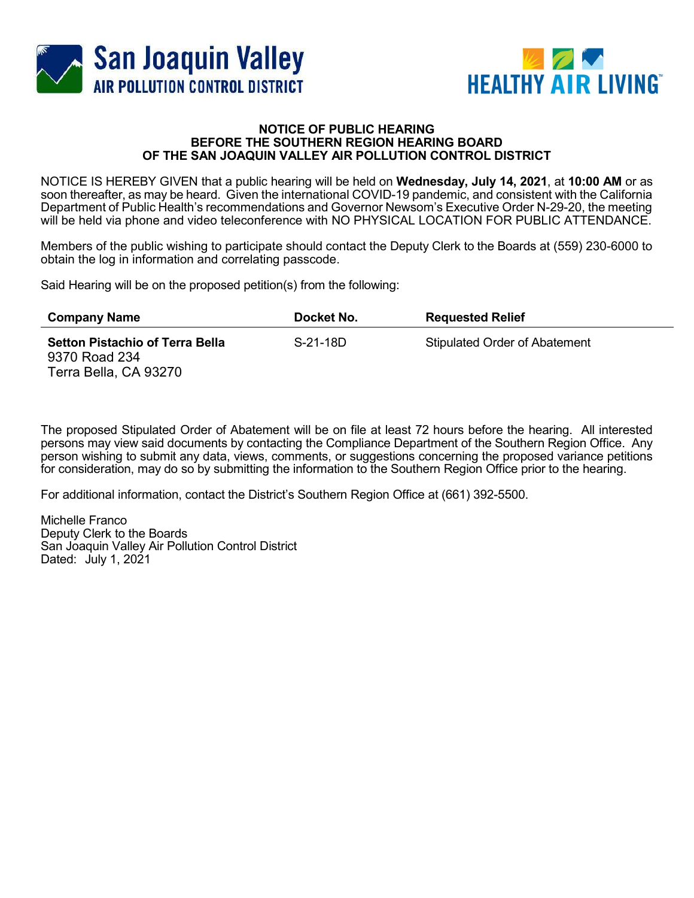San Joaquin Valley
AIR POLLUTION CONTROL DISTRICT

HEALTHY AIR LIVING™

## NOTICE OF PUBLIC HEARING BEFORE THE SOUTHERN REGION HEARING BOARD OF THE SAN JOAQUIN VALLEY AIR POLLUTION CONTROL DISTRICT

NOTICE IS HEREBY GIVEN that a public hearing will be held on **Wednesday, July 14, 2021**, at **10:00 AM** or as soon thereafter, as may be heard. Given the international COVID-19 pandemic, and consistent with the California Department of Public Health's recommendations and Governor Newsom's Executive Order N-29-20, the meeting will be held via phone and video teleconference with NO PHYSICAL LOCATION FOR PUBLIC ATTENDANCE.

Members of the public wishing to participate should contact the Deputy Clerk to the Boards at (559) 230-6000 to obtain the log in information and correlating passcode.

Said Hearing will be on the proposed petition(s) from the following:

| Company Name | Docket No. | Requested Relief |
|---|---|---|
| **Setton Pistachio of Terra Bella**<br>9370 Road 234<br>Terra Bella, CA 93270 | S-21-18D | Stipulated Order of Abatement |

The proposed Stipulated Order of Abatement will be on file at least 72 hours before the hearing. All interested persons may view said documents by contacting the Compliance Department of the Southern Region Office. Any person wishing to submit any data, views, comments, or suggestions concerning the proposed variance petitions for consideration, may do so by submitting the information to the Southern Region Office prior to the hearing.

For additional information, contact the District's Southern Region Office at (661) 392-5500.

Michelle Franco
Deputy Clerk to the Boards
San Joaquin Valley Air Pollution Control District
Dated: July 1, 2021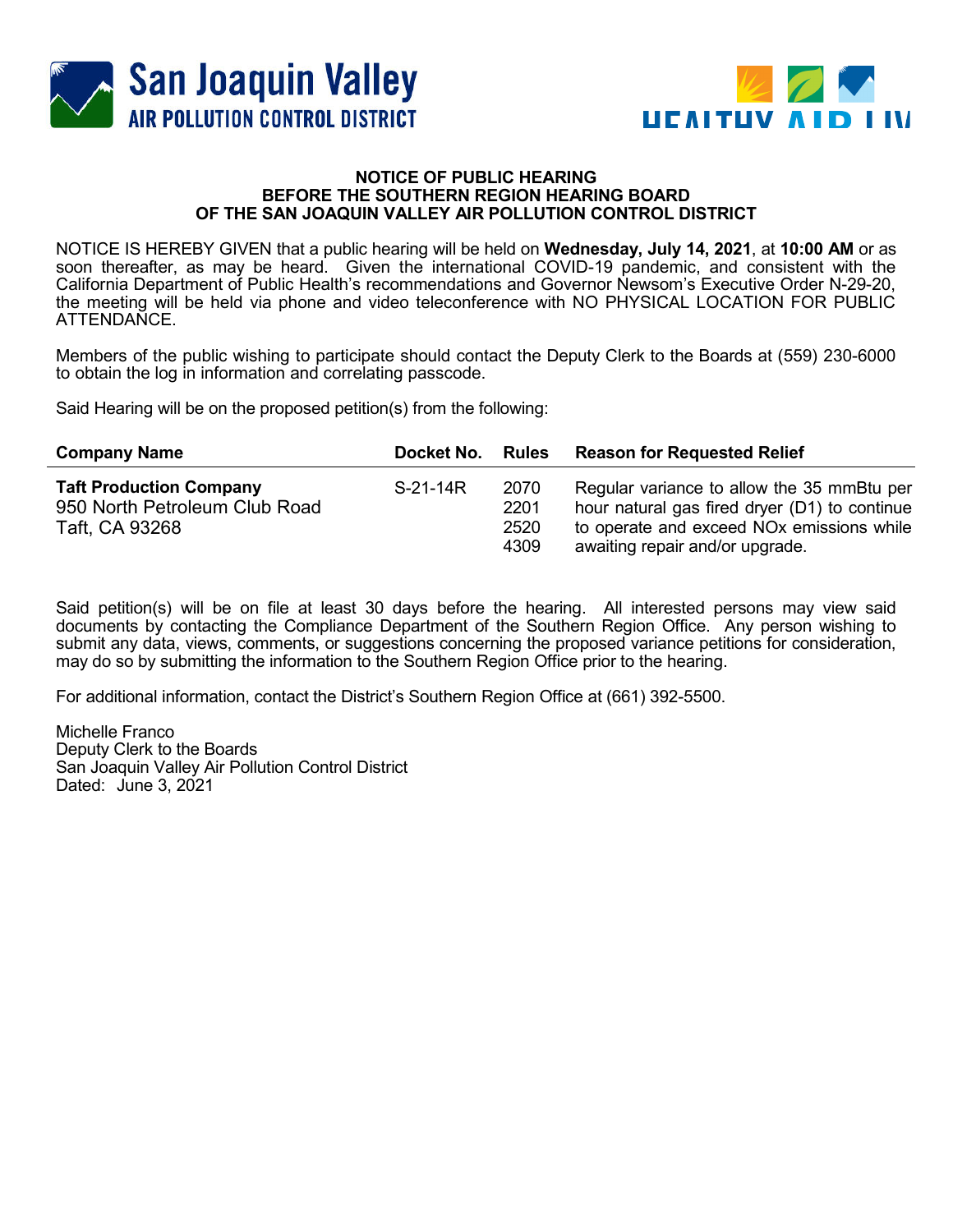San Joaquin Valley
AIR POLLUTION CONTROL DISTRICT

### NOTICE OF PUBLIC HEARING
### BEFORE THE SOUTHERN REGION HEARING BOARD
### OF THE SAN JOAQUIN VALLEY AIR POLLUTION CONTROL DISTRICT

NOTICE IS HEREBY GIVEN that a public hearing will be held on **Wednesday, July 14, 2021**, at **10:00 AM** or as soon thereafter, as may be heard. Given the international COVID-19 pandemic, and consistent with the California Department of Public Health's recommendations and Governor Newsom's Executive Order N-29-20, the meeting will be held via phone and video teleconference with NO PHYSICAL LOCATION FOR PUBLIC ATTENDANCE.

Members of the public wishing to participate should contact the Deputy Clerk to the Boards at (559) 230-6000 to obtain the log in information and correlating passcode.

Said Hearing will be on the proposed petition(s) from the following:

| Company Name | Docket No. | Rules | Reason for Requested Relief |
|---|---|---|---|
| **Taft Production Company**<br>950 North Petroleum Club Road<br>Taft, CA 93268 | S-21-14R | 2070<br>2201<br>2520<br>4309 | Regular variance to allow the 35 mmBtu per hour natural gas fired dryer (D1) to continue to operate and exceed NOx emissions while awaiting repair and/or upgrade. |

Said petition(s) will be on file at least 30 days before the hearing. All interested persons may view said documents by contacting the Compliance Department of the Southern Region Office. Any person wishing to submit any data, views, comments, or suggestions concerning the proposed variance petitions for consideration, may do so by submitting the information to the Southern Region Office prior to the hearing.

For additional information, contact the District's Southern Region Office at (661) 392-5500.

Michelle Franco
Deputy Clerk to the Boards
San Joaquin Valley Air Pollution Control District
Dated: June 3, 2021